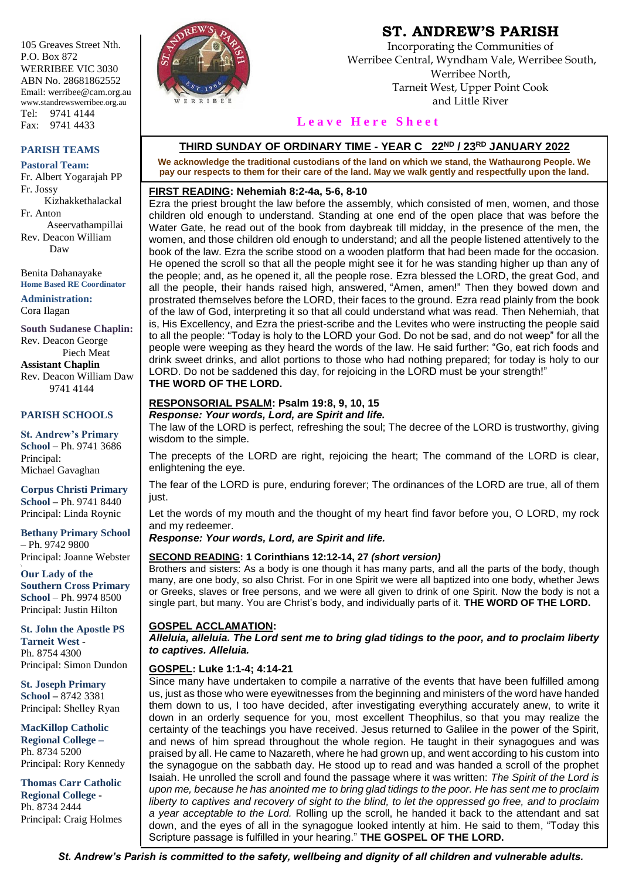105 Greaves Street Nth.
P.O. Box 872
WERRIBEE VIC 3030
ABN No. 28681862552
Email: werribee@cam.org.au
www.standrewswerribee.org.au
Tel: 9741 4144
Fax: 9741 4433

## PARISH TEAMS

**Pastoral Team:**
Fr. Albert Yogarajah PP
Fr. Jossy Kizhakkethalackal
Fr. Anton Aseervathampillai
Rev. Deacon William Daw

Benita Dahanayake
**Home Based RE Coordinator**

**Administration:**
Cora Ilagan

**South Sudanese Chaplin:**
Rev. Deacon George Piech Meat
**Assistant Chaplin**
Rev. Deacon William Daw
9741 4144

## PARISH SCHOOLS

**St. Andrew's Primary School** – Ph. 9741 3686
Principal: Michael Gavaghan

**Corpus Christi Primary School** – Ph. 9741 8440
Principal: Linda Roynic

**Bethany Primary School** – Ph. 9742 9800
Principal: Joanne Webster

**Our Lady of the Southern Cross Primary School** – Ph. 9974 8500
Principal: Justin Hilton

**St. John the Apostle PS Tarneit West** - Ph. 8754 4300
Principal: Simon Dundon

**St. Joseph Primary School** – 8742 3381
Principal: Shelley Ryan

**MacKillop Catholic Regional College** – Ph. 8734 5200
Principal: Rory Kennedy

**Thomas Carr Catholic Regional College** - Ph. 8734 2444
Principal: Craig Holmes

# ST. ANDREW'S PARISH

Incorporating the Communities of
Werribee Central, Wyndham Vale, Werribee South,
Werribee North,
Tarneit West, Upper Point Cook
and Little River

**Leave Here Sheet**

## THIRD SUNDAY OF ORDINARY TIME - YEAR C 22ND / 23RD JANUARY 2022

**We acknowledge the traditional custodians of the land on which we stand, the Wathaurong People. We pay our respects to them for their care of the land. May we walk gently and respectfully upon the land.**

**FIRST READING: Nehemiah 8:2-4a, 5-6, 8-10**

Ezra the priest brought the law before the assembly, which consisted of men, women, and those children old enough to understand. Standing at one end of the open place that was before the Water Gate, he read out of the book from daybreak till midday, in the presence of the men, the women, and those children old enough to understand; and all the people listened attentively to the book of the law. Ezra the scribe stood on a wooden platform that had been made for the occasion. He opened the scroll so that all the people might see it for he was standing higher up than any of the people; and, as he opened it, all the people rose. Ezra blessed the LORD, the great God, and all the people, their hands raised high, answered, "Amen, amen!" Then they bowed down and prostrated themselves before the LORD, their faces to the ground. Ezra read plainly from the book of the law of God, interpreting it so that all could understand what was read. Then Nehemiah, that is, His Excellency, and Ezra the priest-scribe and the Levites who were instructing the people said to all the people: "Today is holy to the LORD your God. Do not be sad, and do not weep" for all the people were weeping as they heard the words of the law. He said further: "Go, eat rich foods and drink sweet drinks, and allot portions to those who had nothing prepared; for today is holy to our LORD. Do not be saddened this day, for rejoicing in the LORD must be your strength!"
**THE WORD OF THE LORD.**

**RESPONSORIAL PSALM: Psalm 19:8, 9, 10, 15**
***Response: Your words, Lord, are Spirit and life.***

The law of the LORD is perfect, refreshing the soul; The decree of the LORD is trustworthy, giving wisdom to the simple.

The precepts of the LORD are right, rejoicing the heart; The command of the LORD is clear, enlightening the eye.

The fear of the LORD is pure, enduring forever; The ordinances of the LORD are true, all of them just.

Let the words of my mouth and the thought of my heart find favor before you, O LORD, my rock and my redeemer.
***Response: Your words, Lord, are Spirit and life.***

**SECOND READING: 1 Corinthians 12:12-14, 27 *(short version)***

Brothers and sisters: As a body is one though it has many parts, and all the parts of the body, though many, are one body, so also Christ. For in one Spirit we were all baptized into one body, whether Jews or Greeks, slaves or free persons, and we were all given to drink of one Spirit. Now the body is not a single part, but many. You are Christ's body, and individually parts of it. **THE WORD OF THE LORD.**

**GOSPEL ACCLAMATION:**
***Alleluia, alleluia. The Lord sent me to bring glad tidings to the poor, and to proclaim liberty to captives. Alleluia.***

**GOSPEL: Luke 1:1-4; 4:14-21**

Since many have undertaken to compile a narrative of the events that have been fulfilled among us, just as those who were eyewitnesses from the beginning and ministers of the word have handed them down to us, I too have decided, after investigating everything accurately anew, to write it down in an orderly sequence for you, most excellent Theophilus, so that you may realize the certainty of the teachings you have received. Jesus returned to Galilee in the power of the Spirit, and news of him spread throughout the whole region. He taught in their synagogues and was praised by all. He came to Nazareth, where he had grown up, and went according to his custom into the synagogue on the sabbath day. He stood up to read and was handed a scroll of the prophet Isaiah. He unrolled the scroll and found the passage where it was written: *The Spirit of the Lord is upon me, because he has anointed me to bring glad tidings to the poor. He has sent me to proclaim liberty to captives and recovery of sight to the blind, to let the oppressed go free, and to proclaim a year acceptable to the Lord.* Rolling up the scroll, he handed it back to the attendant and sat down, and the eyes of all in the synagogue looked intently at him. He said to them, "Today this Scripture passage is fulfilled in your hearing." **THE GOSPEL OF THE LORD.**

***St. Andrew's Parish is committed to the safety, wellbeing and dignity of all children and vulnerable adults.***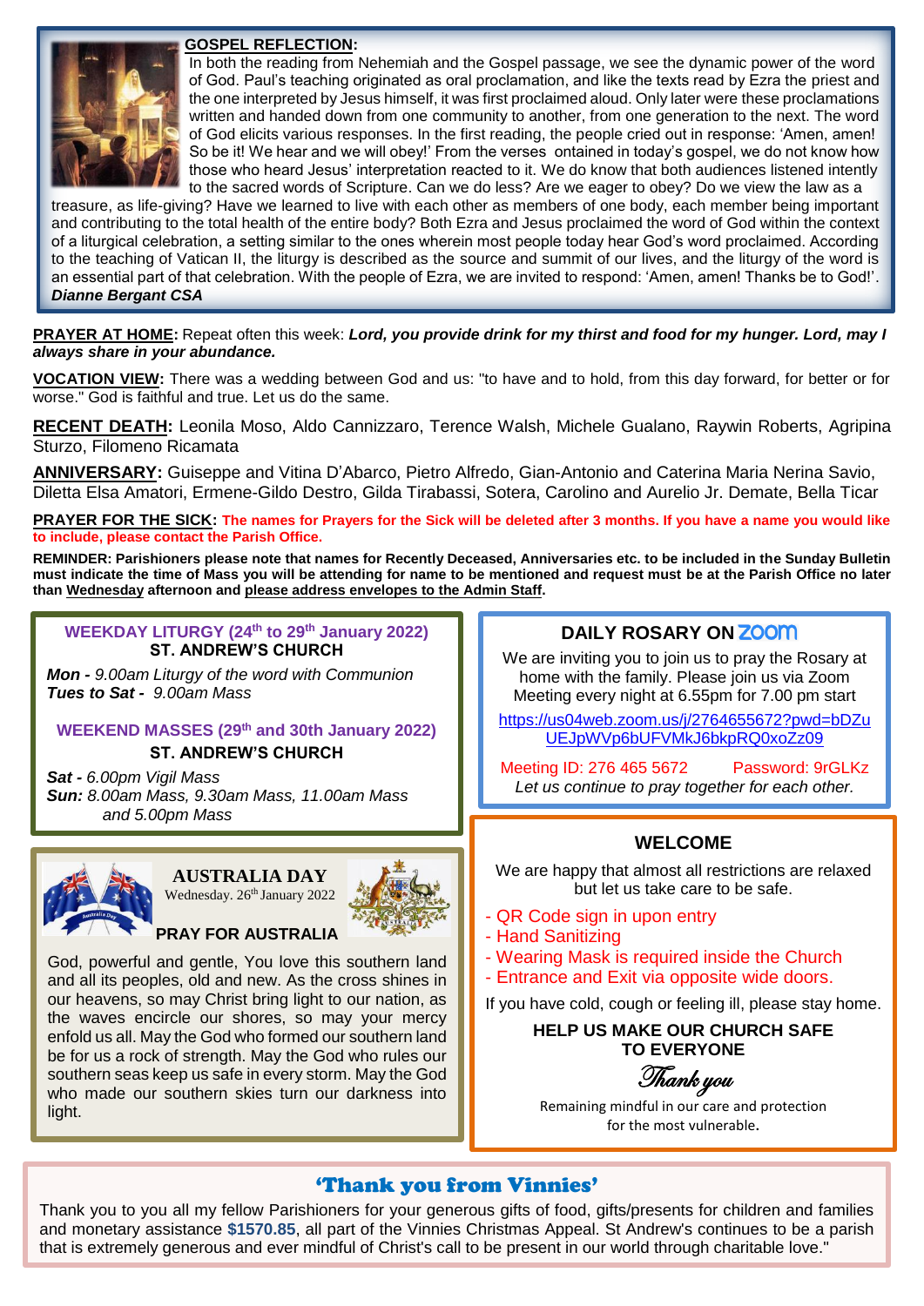**GOSPEL REFLECTION:**

In both the reading from Nehemiah and the Gospel passage, we see the dynamic power of the word of God. Paul's teaching originated as oral proclamation, and like the texts read by Ezra the priest and the one interpreted by Jesus himself, it was first proclaimed aloud. Only later were these proclamations written and handed down from one community to another, from one generation to the next. The word of God elicits various responses. In the first reading, the people cried out in response: 'Amen, amen! So be it! We hear and we will obey!' From the verses ontained in today's gospel, we do not know how those who heard Jesus' interpretation reacted to it. We do know that both audiences listened intently to the sacred words of Scripture. Can we do less? Are we eager to obey? Do we view the law as a treasure, as life-giving? Have we learned to live with each other as members of one body, each member being important and contributing to the total health of the entire body? Both Ezra and Jesus proclaimed the word of God within the context of a liturgical celebration, a setting similar to the ones wherein most people today hear God's word proclaimed. According to the teaching of Vatican II, the liturgy is described as the source and summit of our lives, and the liturgy of the word is an essential part of that celebration. With the people of Ezra, we are invited to respond: 'Amen, amen! Thanks be to God!'.
***Dianne Bergant CSA***

**PRAYER AT HOME:** Repeat often this week: ***Lord, you provide drink for my thirst and food for my hunger. Lord, may I always share in your abundance.***

**VOCATION VIEW:** There was a wedding between God and us: "to have and to hold, from this day forward, for better or for worse." God is faithful and true. Let us do the same.

**RECENT DEATH:** Leonila Moso, Aldo Cannizzaro, Terence Walsh, Michele Gualano, Raywin Roberts, Agripina Sturzo, Filomeno Ricamata

**ANNIVERSARY:** Guiseppe and Vitina D'Abarco, Pietro Alfredo, Gian-Antonio and Caterina Maria Nerina Savio, Diletta Elsa Amatori, Ermene-Gildo Destro, Gilda Tirabassi, Sotera, Carolino and Aurelio Jr. Demate, Bella Ticar

**PRAYER FOR THE SICK:** **The names for Prayers for the Sick will be deleted after 3 months. If you have a name you would like to include, please contact the Parish Office.**

**REMINDER: Parishioners please note that names for Recently Deceased, Anniversaries etc. to be included in the Sunday Bulletin must indicate the time of Mass you will be attending for name to be mentioned and request must be at the Parish Office no later than Wednesday afternoon and please address envelopes to the Admin Staff.**

**WEEKDAY LITURGY (24th to 29th January 2022)**
**ST. ANDREW'S CHURCH**

***Mon -*** *9.00am Liturgy of the word with Communion*
***Tues to Sat -*** *9.00am Mass*

**WEEKEND MASSES (29th and 30th January 2022)**
**ST. ANDREW'S CHURCH**

***Sat -*** *6.00pm Vigil Mass*
***Sun:*** *8.00am Mass, 9.30am Mass, 11.00am Mass and 5.00pm Mass*

**DAILY ROSARY ON ZOOM**

We are inviting you to join us to pray the Rosary at home with the family. Please join us via Zoom Meeting every night at 6.55pm for 7.00 pm start

https://us04web.zoom.us/j/2764655672?pwd=bDZuUEJpWVp6bUFVMkJ6bkpRQ0xoZz09

Meeting ID: 276 465 5672    Password: 9rGLKz

*Let us continue to pray together for each other.*

**AUSTRALIA DAY**
Wednesday. 26th January 2022

**PRAY FOR AUSTRALIA**

God, powerful and gentle, You love this southern land and all its peoples, old and new. As the cross shines in our heavens, so may Christ bring light to our nation, as the waves encircle our shores, so may your mercy enfold us all. May the God who formed our southern land be for us a rock of strength. May the God who rules our southern seas keep us safe in every storm. May the God who made our southern skies turn our darkness into light.

**WELCOME**

We are happy that almost all restrictions are relaxed but let us take care to be safe.

- QR Code sign in upon entry
- Hand Sanitizing
- Wearing Mask is required inside the Church
- Entrance and Exit via opposite wide doors.

If you have cold, cough or feeling ill, please stay home.

**HELP US MAKE OUR CHURCH SAFE TO EVERYONE**

*Thank you*

Remaining mindful in our care and protection for the most vulnerable.

## 'Thank you from Vinnies'

Thank you to you all my fellow Parishioners for your generous gifts of food, gifts/presents for children and families and monetary assistance **$1570.85**, all part of the Vinnies Christmas Appeal. St Andrew's continues to be a parish that is extremely generous and ever mindful of Christ's call to be present in our world through charitable love."